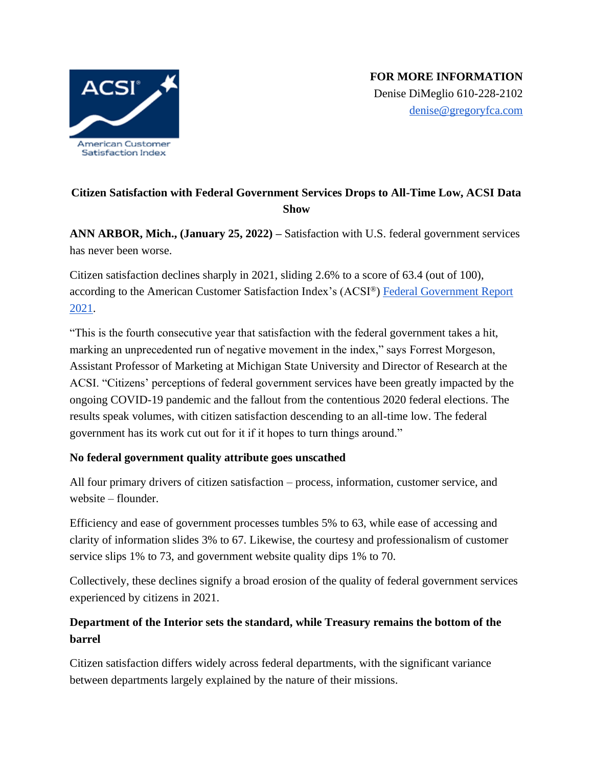**FOR MORE INFORMATION**
Denise DiMeglio 610-228-2102
denise@gregoryfca.com

# Citizen Satisfaction with Federal Government Services Drops to All-Time Low, ACSI Data Show

**ANN ARBOR, Mich., (January 25, 2022) –** Satisfaction with U.S. federal government services has never been worse.

Citizen satisfaction declines sharply in 2021, sliding 2.6% to a score of 63.4 (out of 100), according to the American Customer Satisfaction Index's (ACSI®) Federal Government Report 2021.

"This is the fourth consecutive year that satisfaction with the federal government takes a hit, marking an unprecedented run of negative movement in the index," says Forrest Morgeson, Assistant Professor of Marketing at Michigan State University and Director of Research at the ACSI. "Citizens' perceptions of federal government services have been greatly impacted by the ongoing COVID-19 pandemic and the fallout from the contentious 2020 federal elections. The results speak volumes, with citizen satisfaction descending to an all-time low. The federal government has its work cut out for it if it hopes to turn things around."

## No federal government quality attribute goes unscathed

All four primary drivers of citizen satisfaction – process, information, customer service, and website – flounder.

Efficiency and ease of government processes tumbles 5% to 63, while ease of accessing and clarity of information slides 3% to 67. Likewise, the courtesy and professionalism of customer service slips 1% to 73, and government website quality dips 1% to 70.

Collectively, these declines signify a broad erosion of the quality of federal government services experienced by citizens in 2021.

## Department of the Interior sets the standard, while Treasury remains the bottom of the barrel

Citizen satisfaction differs widely across federal departments, with the significant variance between departments largely explained by the nature of their missions.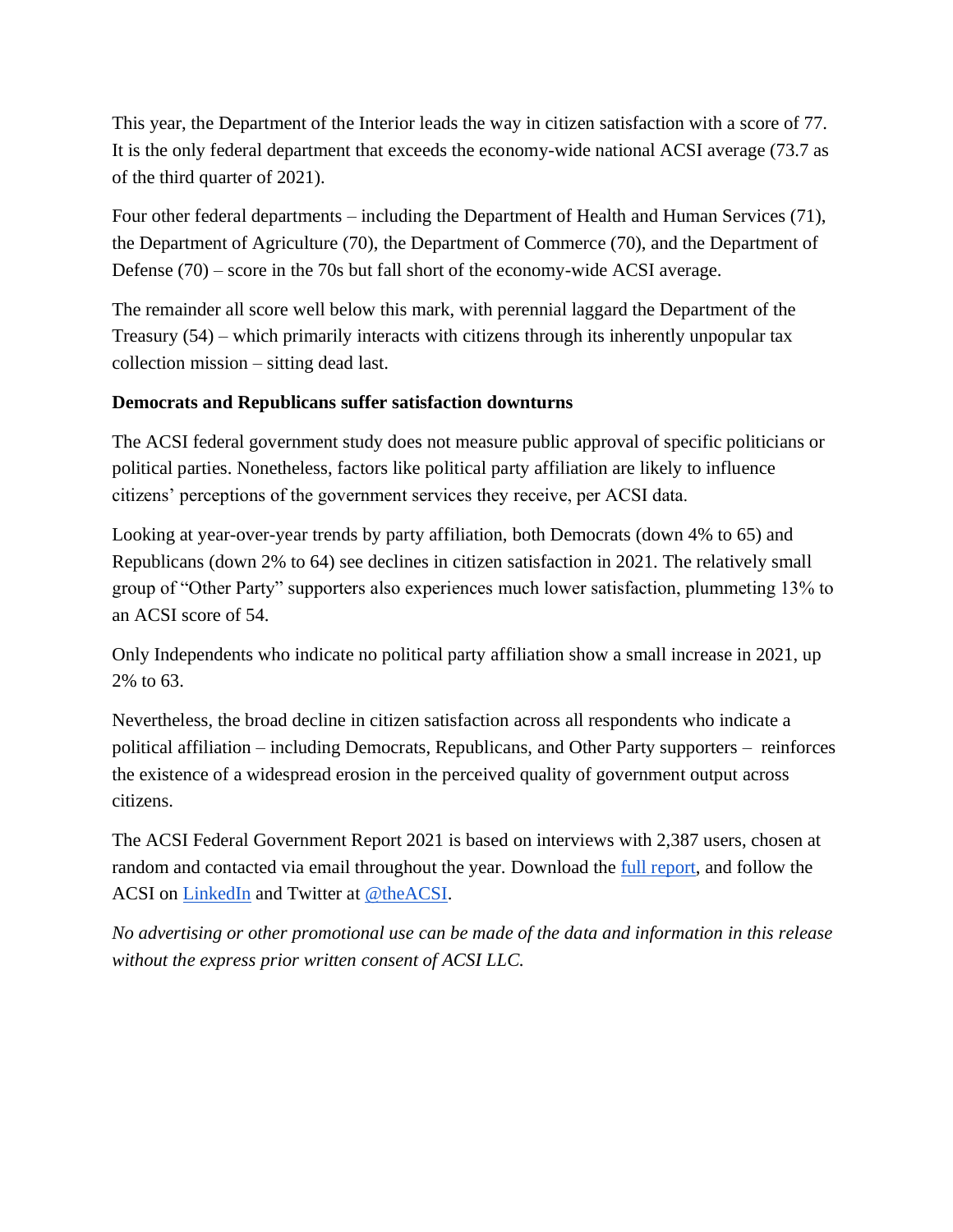This year, the Department of the Interior leads the way in citizen satisfaction with a score of 77. It is the only federal department that exceeds the economy-wide national ACSI average (73.7 as of the third quarter of 2021).

Four other federal departments – including the Department of Health and Human Services (71), the Department of Agriculture (70), the Department of Commerce (70), and the Department of Defense (70) – score in the 70s but fall short of the economy-wide ACSI average.

The remainder all score well below this mark, with perennial laggard the Department of the Treasury (54) – which primarily interacts with citizens through its inherently unpopular tax collection mission – sitting dead last.

**Democrats and Republicans suffer satisfaction downturns**

The ACSI federal government study does not measure public approval of specific politicians or political parties. Nonetheless, factors like political party affiliation are likely to influence citizens' perceptions of the government services they receive, per ACSI data.

Looking at year-over-year trends by party affiliation, both Democrats (down 4% to 65) and Republicans (down 2% to 64) see declines in citizen satisfaction in 2021. The relatively small group of "Other Party" supporters also experiences much lower satisfaction, plummeting 13% to an ACSI score of 54.

Only Independents who indicate no political party affiliation show a small increase in 2021, up 2% to 63.

Nevertheless, the broad decline in citizen satisfaction across all respondents who indicate a political affiliation – including Democrats, Republicans, and Other Party supporters – reinforces the existence of a widespread erosion in the perceived quality of government output across citizens.

The ACSI Federal Government Report 2021 is based on interviews with 2,387 users, chosen at random and contacted via email throughout the year. Download the full report, and follow the ACSI on LinkedIn and Twitter at @theACSI.

*No advertising or other promotional use can be made of the data and information in this release without the express prior written consent of ACSI LLC.*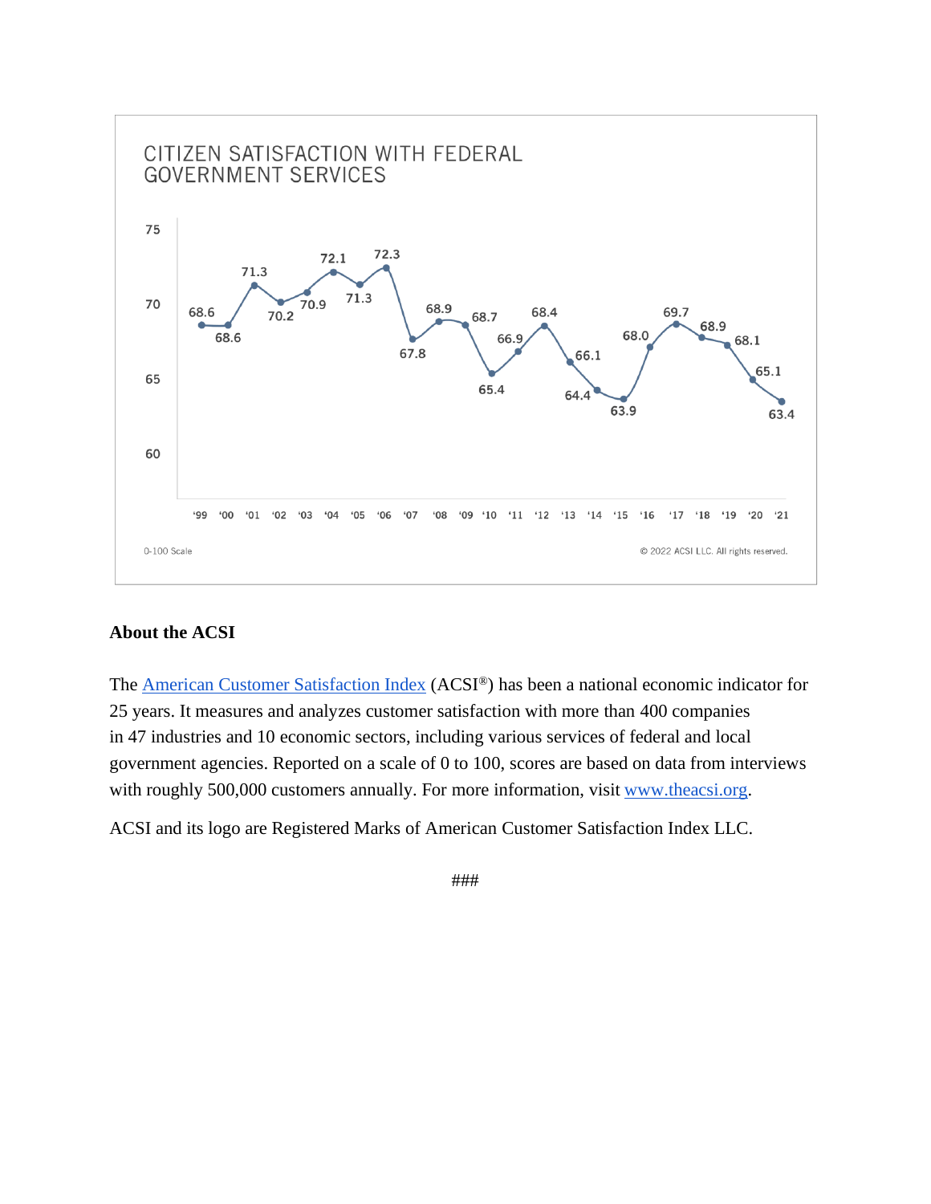CITIZEN SATISFACTION WITH FEDERAL GOVERNMENT SERVICES

75
70
65
60

68.6
68.6
71.3
70.2
70.9
72.1
71.3
72.3
67.8
68.9
68.7
65.4
66.9
68.4
66.1
64.4
63.9
68.0
69.7
68.9
68.1
65.1
63.4

'99 '00 '01 '02 '03 '04 '05 '06 '07 '08 '09 '10 '11 '12 '13 '14 '15 '16 '17 '18 '19 '20 '21

0-100 Scale

© 2022 ACSI LLC. All rights reserved.

**About the ACSI**

The American Customer Satisfaction Index (ACSI®) has been a national economic indicator for 25 years. It measures and analyzes customer satisfaction with more than 400 companies in 47 industries and 10 economic sectors, including various services of federal and local government agencies. Reported on a scale of 0 to 100, scores are based on data from interviews with roughly 500,000 customers annually. For more information, visit www.theacsi.org.

ACSI and its logo are Registered Marks of American Customer Satisfaction Index LLC.

###